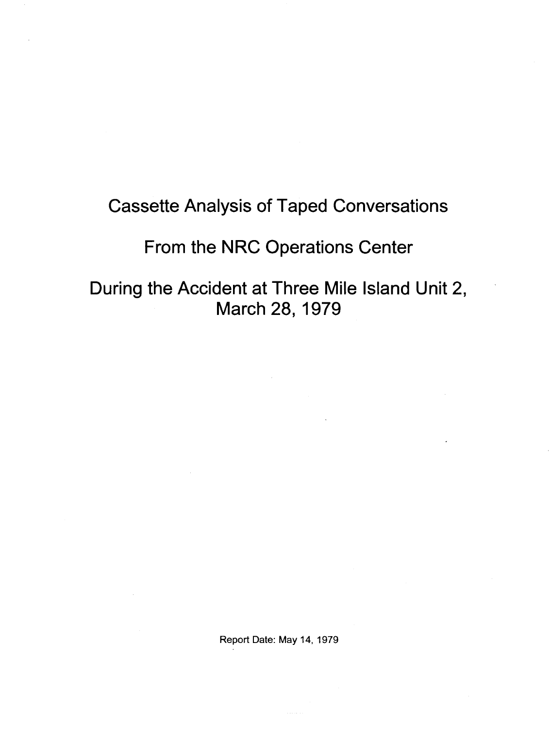# Cassette Analysis of Taped Conversations

# From the NRC Operations Center

# During the Accident at Three Mile Island Unit 2, March 28, 1979

Report Date: May 14, 1979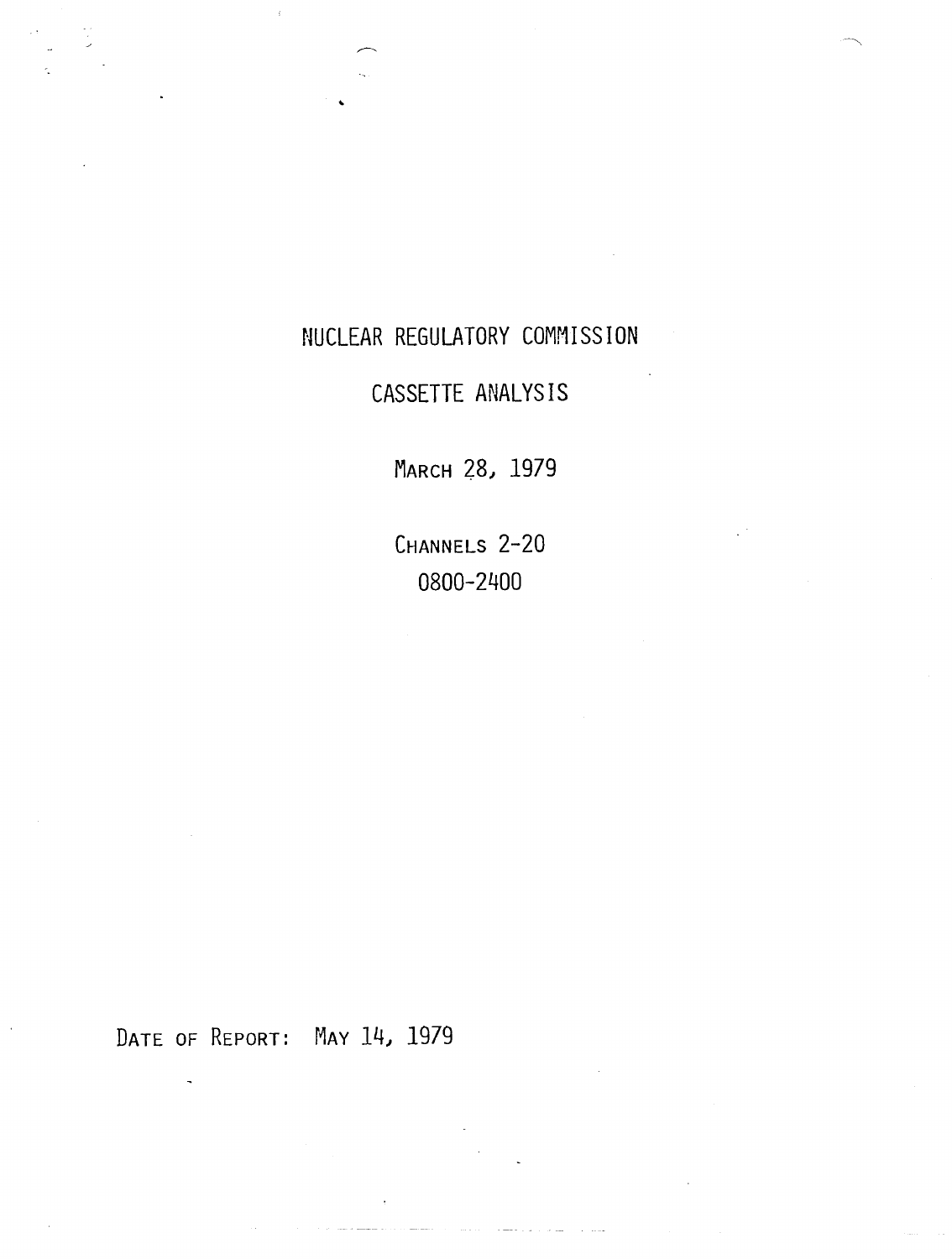# NUCLEAR REGULATORY COMMISSION

## CASSETTE ANALYSIS

MARCH 28, 1979

CHANNELS 2-20

0800-2400

DATE OF REPORT: MAY 14, 1979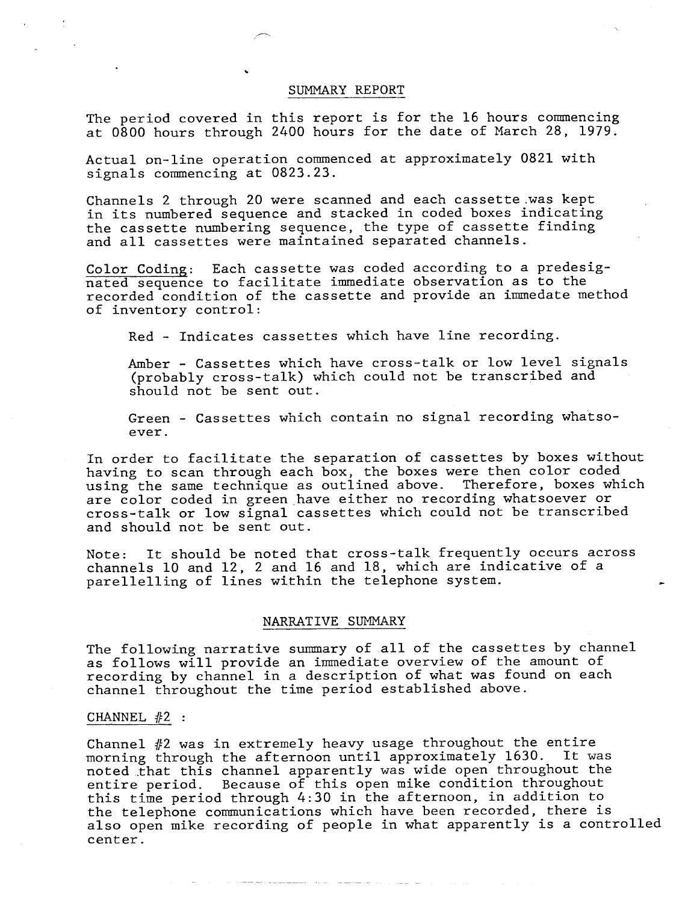## SUMMARY REPORT

The period covered in this report is for the 16 hours commencing at 0800 hours through 2400 hours for the date of March 28, 1979.

Actual on-line operation commenced at approximately 0821 with signals commencing at 0823.23.

Channels 2 through 20 were scanned and each cassette was kept in its numbered sequence and stacked in coded boxes indicating the cassette numbering sequence, the type of cassette finding and all cassettes were maintained separated channels.

Color Coding: Each cassette was coded according to a predesignated sequence to facilitate immediate observation as to the recorded condition of the cassette and provide an immedate method of inventory control:

Red - Indicates cassettes which have line recording.

Amber - Cassettes which have cross-talk or low level signals (probably cross-talk) which could not be transcribed and should not be sent out.

Green - Cassettes which contain no signal recording whatsoever.

In order to facilitate the separation of cassettes by boxes without having to scan through each box, the boxes were then color coded using the same technique as outlined above. Therefore, boxes which are color coded in green have either no recording whatsoever or cross-talk or low signal cassettes which could not be transcribed and should not be sent out.

Note: It should be noted that cross-talk frequently occurs across channels 10 and 12, 2 and 16 and 18, which are indicative of a parellelling of lines within the telephone system.

## NARRATIVE SUMMARY

The following narrative summary of all of the cassettes by channel as follows will provide an immediate overview of the amount of recording by channel in a description of what was found on each channel throughout the time period established above.

### CHANNEL #2 :

Channel #2 was in extremely heavy usage throughout the entire morning through the afternoon until approximately 1630. It was noted that this channel apparently was wide open throughout the entire period. Because of this open mike condition throughout this time period through 4:30 in the afternoon, in addition to the telephone communications which have been recorded, there is also open mike recording of people in what apparently is a controlled center.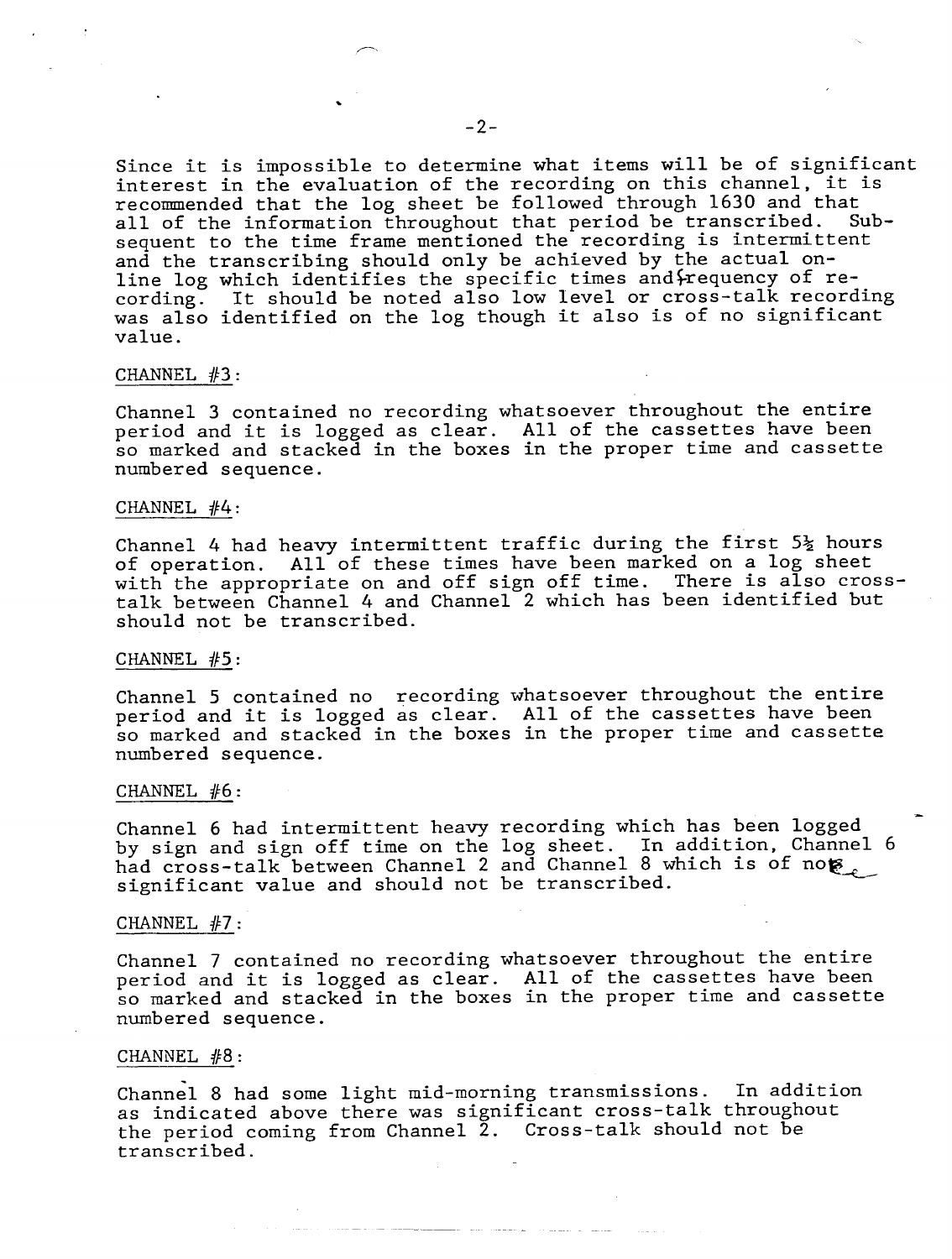Since it is impossible to determine what items will be of significant interest in the evaluation of the recording on this channel, it is recommended that the log sheet be followed through 1630 and that all of the information throughout that period be transcribed. Subsequent to the time frame mentioned the recording is intermittent and the transcribing should only be achieved by the actual on-line log which identifies the specific times and frequency of recording. It should be noted also low level or cross-talk recording was also identified on the log though it also is of no significant value.

CHANNEL #3:

Channel 3 contained no recording whatsoever throughout the entire period and it is logged as clear. All of the cassettes have been so marked and stacked in the boxes in the proper time and cassette numbered sequence.

CHANNEL #4:

Channel 4 had heavy intermittent traffic during the first 5½ hours of operation. All of these times have been marked on a log sheet with the appropriate on and off sign off time. There is also cross-talk between Channel 4 and Channel 2 which has been identified but should not be transcribed.

CHANNEL #5:

Channel 5 contained no recording whatsoever throughout the entire period and it is logged as clear. All of the cassettes have been so marked and stacked in the boxes in the proper time and cassette numbered sequence.

CHANNEL #6:

Channel 6 had intermittent heavy recording which has been logged by sign and sign off time on the log sheet. In addition, Channel 6 had cross-talk between Channel 2 and Channel 8 which is of no significant value and should not be transcribed.

CHANNEL #7:

Channel 7 contained no recording whatsoever throughout the entire period and it is logged as clear. All of the cassettes have been so marked and stacked in the boxes in the proper time and cassette numbered sequence.

CHANNEL #8:

Channel 8 had some light mid-morning transmissions. In addition as indicated above there was significant cross-talk throughout the period coming from Channel 2. Cross-talk should not be transcribed.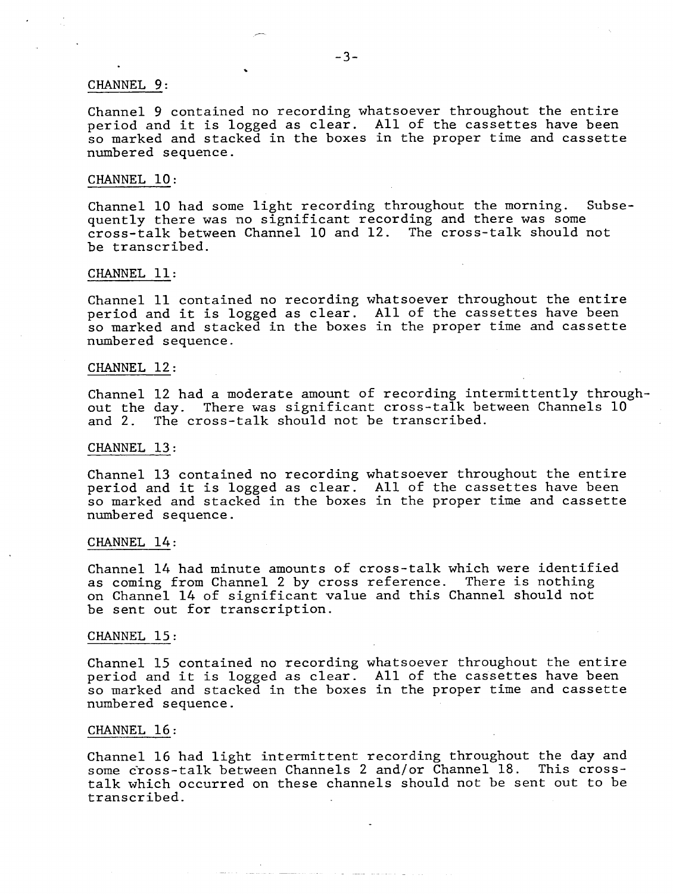CHANNEL 9:

Channel 9 contained no recording whatsoever throughout the entire period and it is logged as clear. All of the cassettes have been so marked and stacked in the boxes in the proper time and cassette numbered sequence.

CHANNEL 10:

Channel 10 had some light recording throughout the morning. Subsequently there was no significant recording and there was some cross-talk between Channel 10 and 12. The cross-talk should not be transcribed.

CHANNEL 11:

Channel 11 contained no recording whatsoever throughout the entire period and it is logged as clear. All of the cassettes have been so marked and stacked in the boxes in the proper time and cassette numbered sequence.

CHANNEL 12:

Channel 12 had a moderate amount of recording intermittently throughout the day. There was significant cross-talk between Channels 10 and 2. The cross-talk should not be transcribed.

CHANNEL 13:

Channel 13 contained no recording whatsoever throughout the entire period and it is logged as clear. All of the cassettes have been so marked and stacked in the boxes in the proper time and cassette numbered sequence.

CHANNEL 14:

Channel 14 had minute amounts of cross-talk which were identified as coming from Channel 2 by cross reference. There is nothing on Channel 14 of significant value and this Channel should not be sent out for transcription.

CHANNEL 15:

Channel 15 contained no recording whatsoever throughout the entire period and it is logged as clear. All of the cassettes have been so marked and stacked in the boxes in the proper time and cassette numbered sequence.

CHANNEL 16:

Channel 16 had light intermittent recording throughout the day and some cross-talk between Channels 2 and/or Channel 18. This cross-talk which occurred on these channels should not be sent out to be transcribed.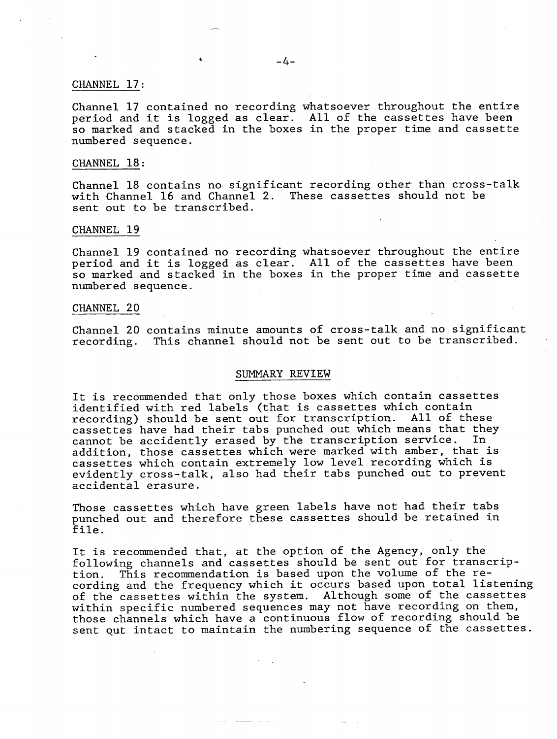## CHANNEL 17:

Channel 17 contained no recording whatsoever throughout the entire period and it is logged as clear. All of the cassettes have been so marked and stacked in the boxes in the proper time and cassette numbered sequence.

## CHANNEL 18:

Channel 18 contains no significant recording other than cross-talk with Channel 16 and Channel 2. These cassettes should not be sent out to be transcribed.

## CHANNEL 19

Channel 19 contained no recording whatsoever throughout the entire period and it is logged as clear. All of the cassettes have been so marked and stacked in the boxes in the proper time and cassette numbered sequence.

## CHANNEL 20

Channel 20 contains minute amounts of cross-talk and no significant recording. This channel should not be sent out to be transcribed.

## SUMMARY REVIEW

It is recommended that only those boxes which contain cassettes identified with red labels (that is cassettes which contain recording) should be sent out for transcription. All of these cassettes have had their tabs punched out which means that they cannot be accidently erased by the transcription service. In addition, those cassettes which were marked with amber, that is cassettes which contain extremely low level recording which is evidently cross-talk, also had their tabs punched out to prevent accidental erasure.

Those cassettes which have green labels have not had their tabs punched out and therefore these cassettes should be retained in file.

It is recommended that, at the option of the Agency, only the following channels and cassettes should be sent out for transcription. This recommendation is based upon the volume of the recording and the frequency which it occurs based upon total listening of the cassettes within the system. Although some of the cassettes within specific numbered sequences may not have recording on them, those channels which have a continuous flow of recording should be sent out intact to maintain the numbering sequence of the cassettes.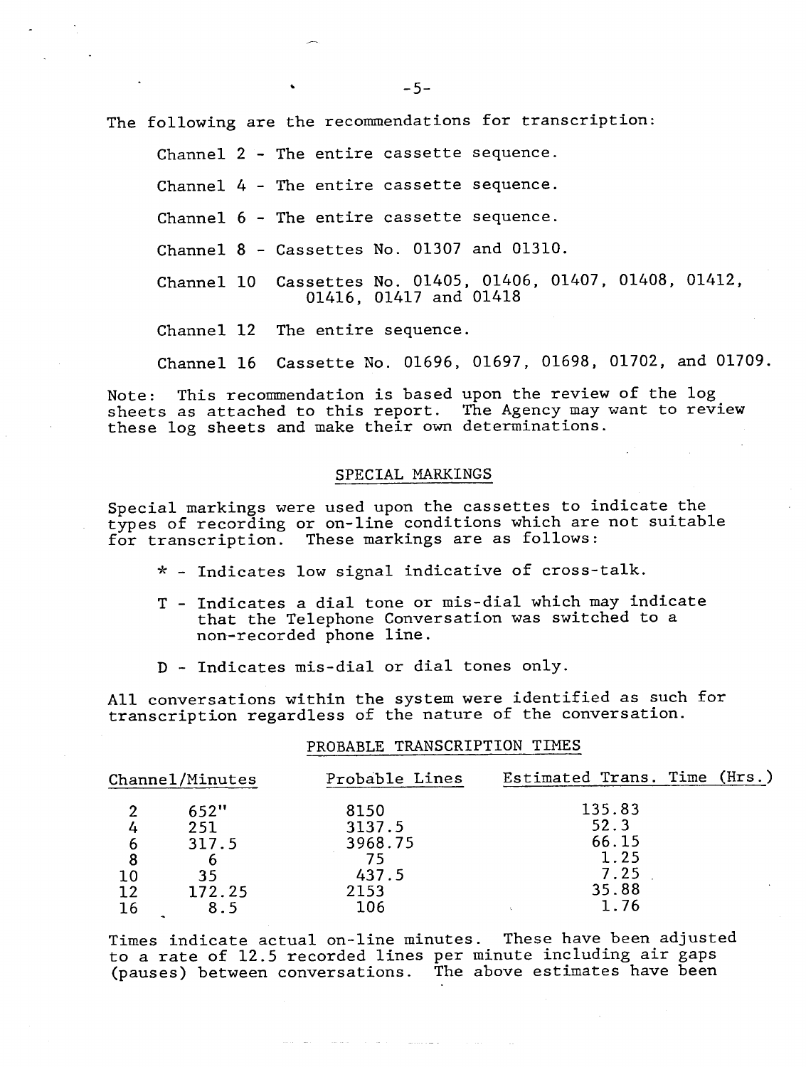The following are the recommendations for transcription:

Channel 2 - The entire cassette sequence.

Channel 4 - The entire cassette sequence.

Channel 6 - The entire cassette sequence.

Channel 8 - Cassettes No. 01307 and 01310.

Channel 10 Cassettes No. 01405, 01406, 01407, 01408, 01412, 01416, 01417 and 01418

Channel 12 The entire sequence.

Channel 16 Cassette No. 01696, 01697, 01698, 01702, and 01709.

Note: This recommendation is based upon the review of the log sheets as attached to this report. The Agency may want to review these log sheets and make their own determinations.

## SPECIAL MARKINGS

Special markings were used upon the cassettes to indicate the types of recording or on-line conditions which are not suitable for transcription. These markings are as follows:

- * - Indicates low signal indicative of cross-talk.
- T - Indicates a dial tone or mis-dial which may indicate that the Telephone Conversation was switched to a non-recorded phone line.
- D - Indicates mis-dial or dial tones only.

All conversations within the system were identified as such for transcription regardless of the nature of the conversation.

## PROBABLE TRANSCRIPTION TIMES

| Channel | Minutes | Probable Lines | Estimated Trans. Time (Hrs.) |
|---|---|---|---|
| 2 | 652" | 8150 | 135.83 |
| 4 | 251 | 3137.5 | 52.3 |
| 6 | 317.5 | 3968.75 | 66.15 |
| 8 | 6 | 75 | 1.25 |
| 10 | 35 | 437.5 | 7.25 |
| 12 | 172.25 | 2153 | 35.88 |
| 16 | 8.5 | 106 | 1.76 |

Times indicate actual on-line minutes. These have been adjusted to a rate of 12.5 recorded lines per minute including air gaps (pauses) between conversations. The above estimates have been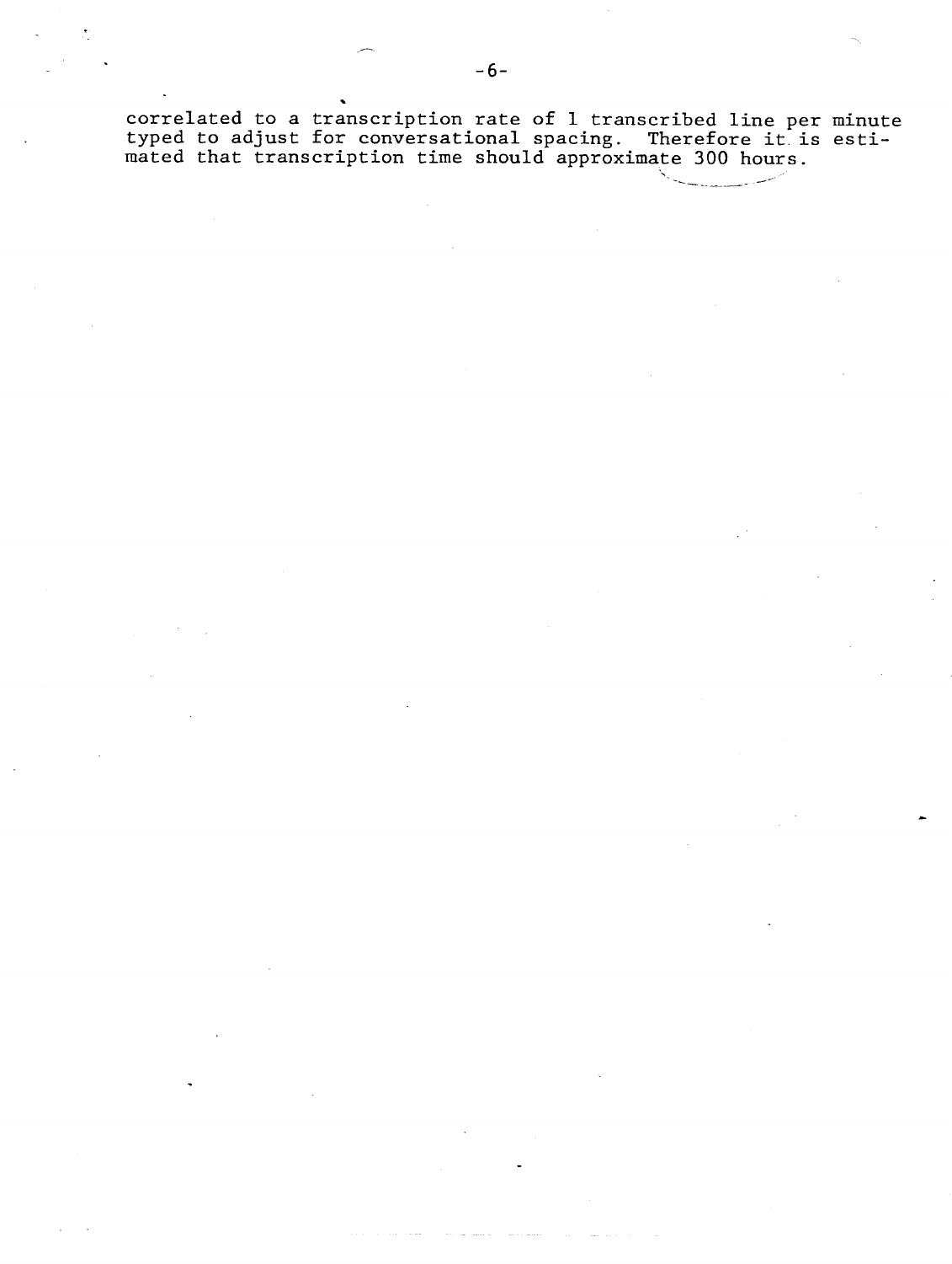correlated to a transcription rate of 1 transcribed line per minute typed to adjust for conversational spacing. Therefore it is estimated that transcription time should approximate 300 hours.